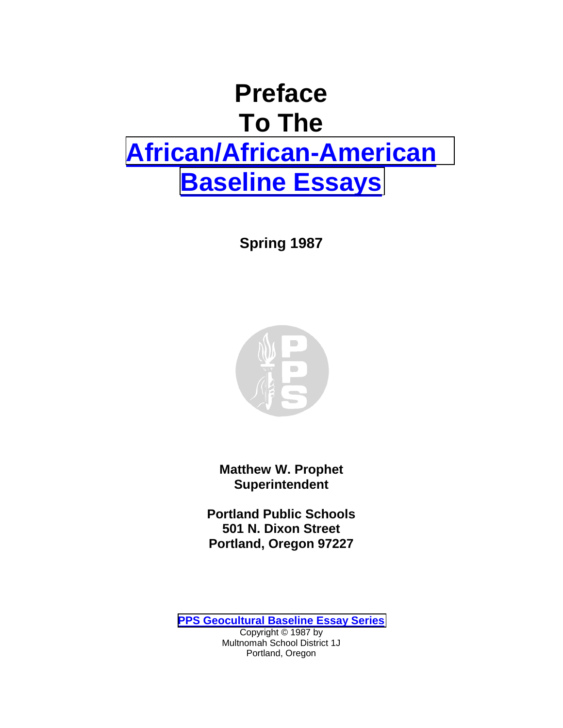# Preface To The African/African-American Baseline Essays

**Spring 1987**

**Matthew W. Prophet**
**Superintendent**

**Portland Public Schools**
**501 N. Dixon Street**
**Portland, Oregon 97227**

**PPS Geocultural Baseline Essay Series**
Copyright © 1987 by
Multnomah School District 1J
Portland, Oregon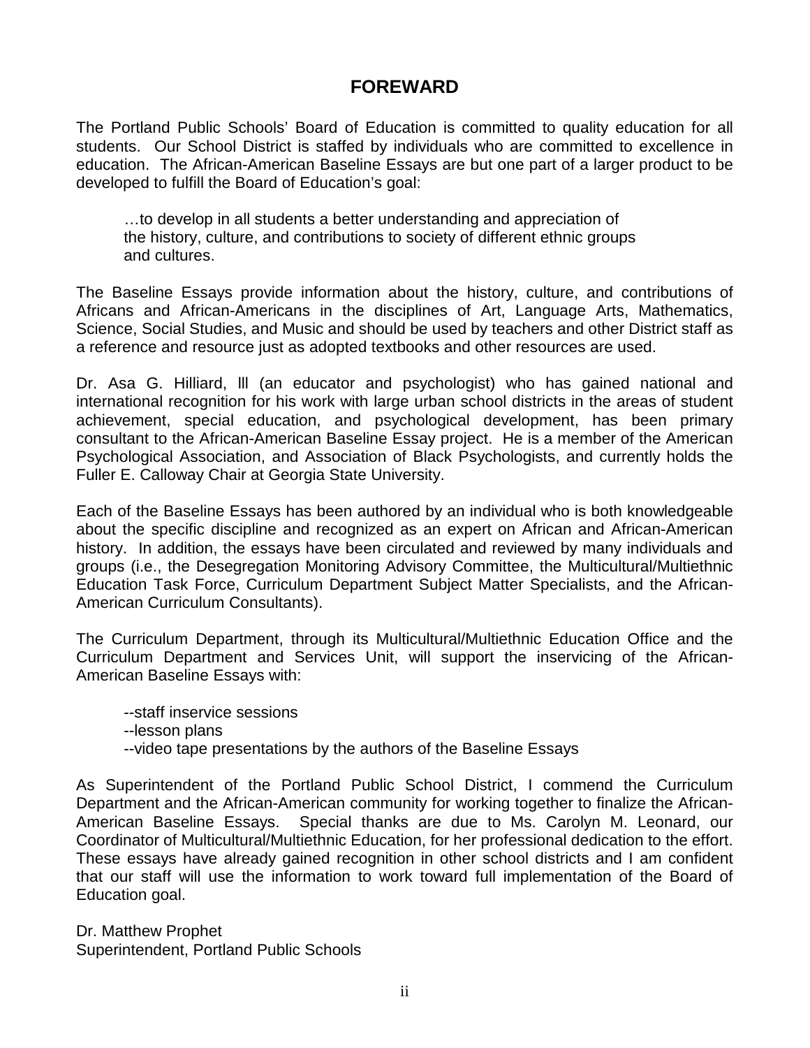# FOREWARD

The Portland Public Schools' Board of Education is committed to quality education for all students. Our School District is staffed by individuals who are committed to excellence in education. The African-American Baseline Essays are but one part of a larger product to be developed to fulfill the Board of Education's goal:

> …to develop in all students a better understanding and appreciation of the history, culture, and contributions to society of different ethnic groups and cultures.

The Baseline Essays provide information about the history, culture, and contributions of Africans and African-Americans in the disciplines of Art, Language Arts, Mathematics, Science, Social Studies, and Music and should be used by teachers and other District staff as a reference and resource just as adopted textbooks and other resources are used.

Dr. Asa G. Hilliard, lll (an educator and psychologist) who has gained national and international recognition for his work with large urban school districts in the areas of student achievement, special education, and psychological development, has been primary consultant to the African-American Baseline Essay project. He is a member of the American Psychological Association, and Association of Black Psychologists, and currently holds the Fuller E. Calloway Chair at Georgia State University.

Each of the Baseline Essays has been authored by an individual who is both knowledgeable about the specific discipline and recognized as an expert on African and African-American history. In addition, the essays have been circulated and reviewed by many individuals and groups (i.e., the Desegregation Monitoring Advisory Committee, the Multicultural/Multiethnic Education Task Force, Curriculum Department Subject Matter Specialists, and the African-American Curriculum Consultants).

The Curriculum Department, through its Multicultural/Multiethnic Education Office and the Curriculum Department and Services Unit, will support the inservicing of the African-American Baseline Essays with:

--staff inservice sessions
--lesson plans
--video tape presentations by the authors of the Baseline Essays

As Superintendent of the Portland Public School District, I commend the Curriculum Department and the African-American community for working together to finalize the African-American Baseline Essays. Special thanks are due to Ms. Carolyn M. Leonard, our Coordinator of Multicultural/Multiethnic Education, for her professional dedication to the effort. These essays have already gained recognition in other school districts and I am confident that our staff will use the information to work toward full implementation of the Board of Education goal.

Dr. Matthew Prophet
Superintendent, Portland Public Schools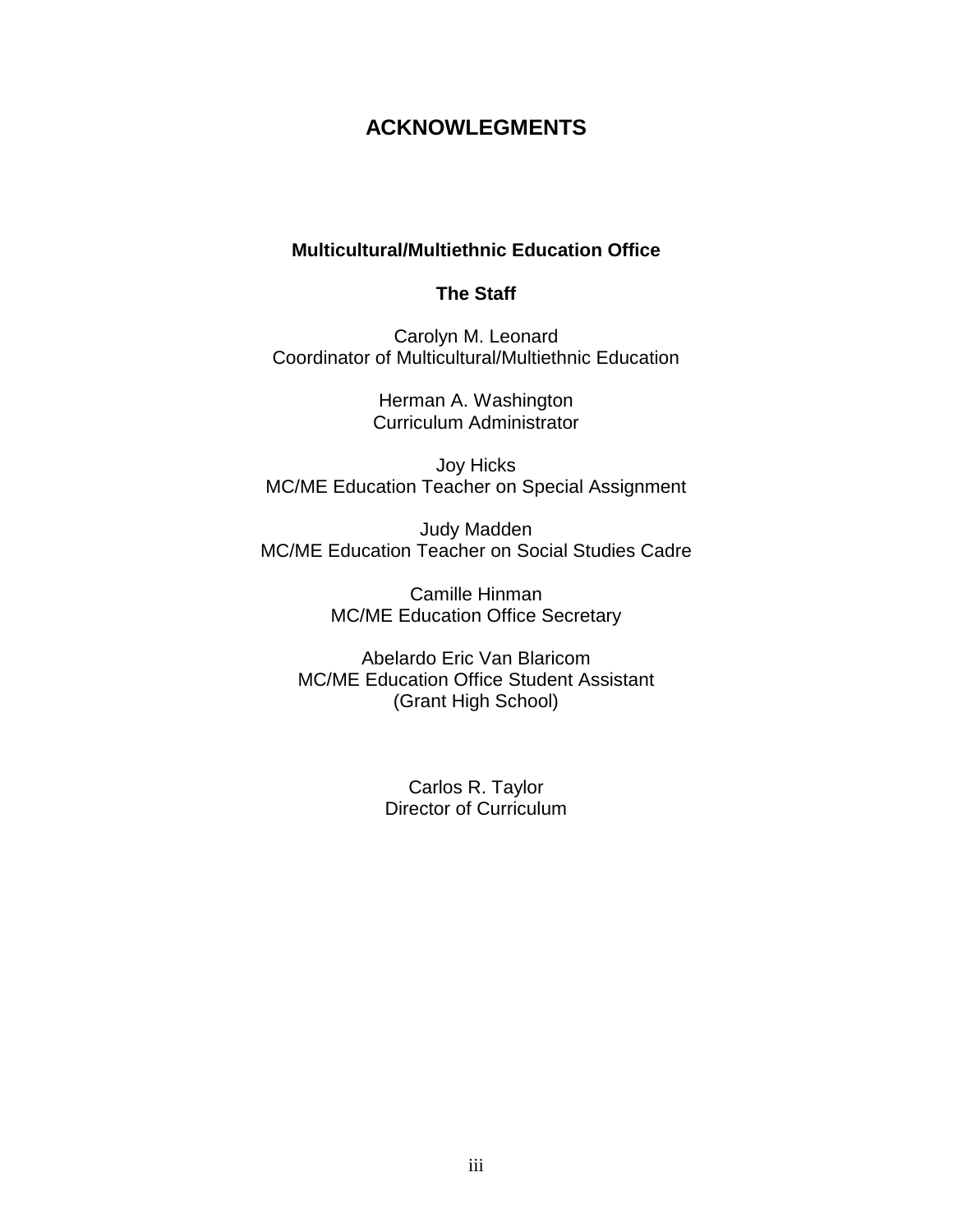# ACKNOWLEGMENTS

## Multicultural/Multiethnic Education Office

### The Staff

Carolyn M. Leonard
Coordinator of Multicultural/Multiethnic Education

Herman A. Washington
Curriculum Administrator

Joy Hicks
MC/ME Education Teacher on Special Assignment

Judy Madden
MC/ME Education Teacher on Social Studies Cadre

Camille Hinman
MC/ME Education Office Secretary

Abelardo Eric Van Blaricom
MC/ME Education Office Student Assistant
(Grant High School)

Carlos R. Taylor
Director of Curriculum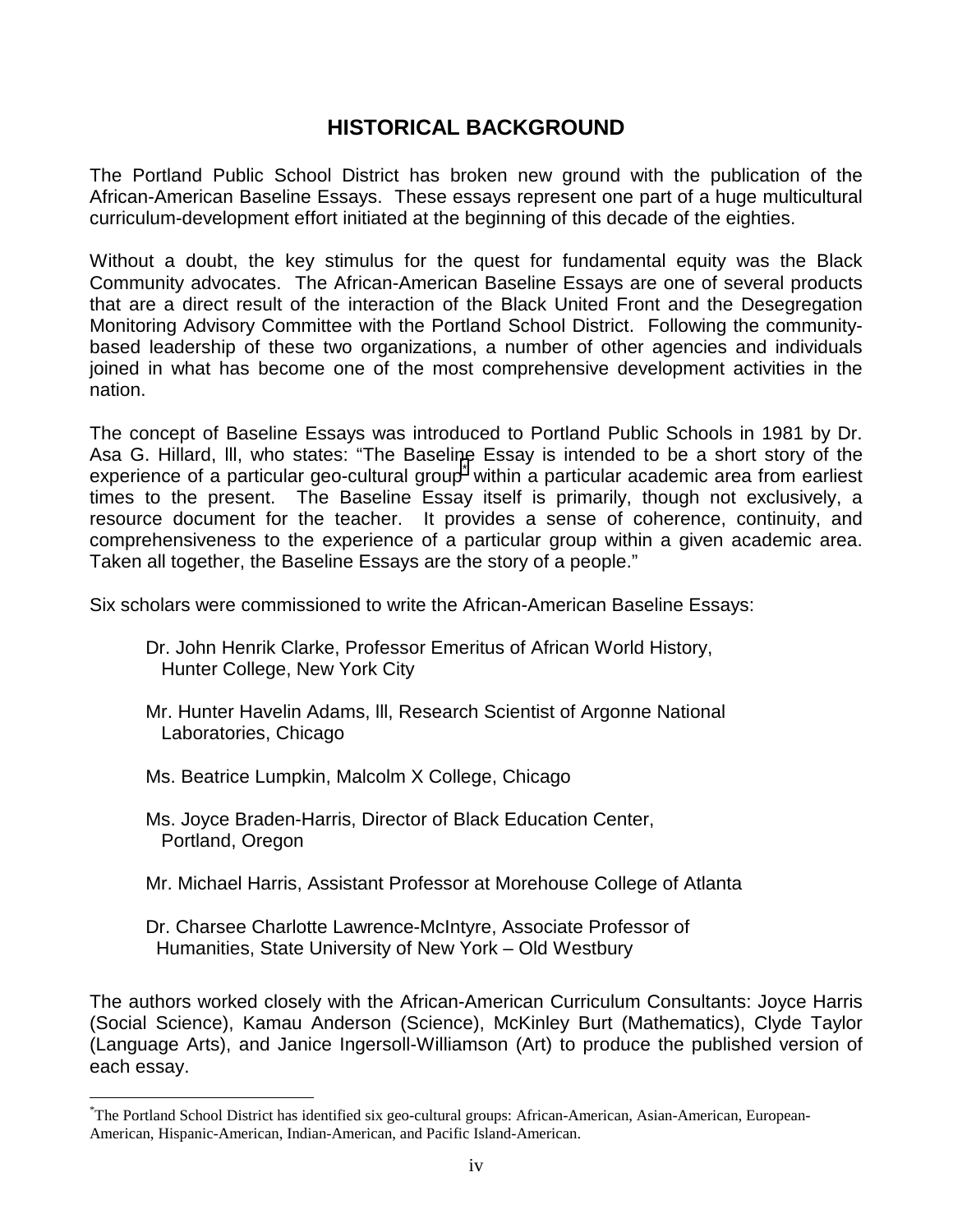## HISTORICAL BACKGROUND

The Portland Public School District has broken new ground with the publication of the African-American Baseline Essays. These essays represent one part of a huge multicultural curriculum-development effort initiated at the beginning of this decade of the eighties.

Without a doubt, the key stimulus for the quest for fundamental equity was the Black Community advocates. The African-American Baseline Essays are one of several products that are a direct result of the interaction of the Black United Front and the Desegregation Monitoring Advisory Committee with the Portland School District. Following the community-based leadership of these two organizations, a number of other agencies and individuals joined in what has become one of the most comprehensive development activities in the nation.

The concept of Baseline Essays was introduced to Portland Public Schools in 1981 by Dr. Asa G. Hillard, lll, who states: "The Baseline Essay is intended to be a short story of the experience of a particular geo-cultural group[*] within a particular academic area from earliest times to the present. The Baseline Essay itself is primarily, though not exclusively, a resource document for the teacher. It provides a sense of coherence, continuity, and comprehensiveness to the experience of a particular group within a given academic area. Taken all together, the Baseline Essays are the story of a people."

Six scholars were commissioned to write the African-American Baseline Essays:

- Dr. John Henrik Clarke, Professor Emeritus of African World History, Hunter College, New York City
- Mr. Hunter Havelin Adams, lll, Research Scientist of Argonne National Laboratories, Chicago
- Ms. Beatrice Lumpkin, Malcolm X College, Chicago
- Ms. Joyce Braden-Harris, Director of Black Education Center, Portland, Oregon
- Mr. Michael Harris, Assistant Professor at Morehouse College of Atlanta
- Dr. Charsee Charlotte Lawrence-McIntyre, Associate Professor of Humanities, State University of New York – Old Westbury

The authors worked closely with the African-American Curriculum Consultants: Joyce Harris (Social Science), Kamau Anderson (Science), McKinley Burt (Mathematics), Clyde Taylor (Language Arts), and Janice Ingersoll-Williamson (Art) to produce the published version of each essay.

---

[*] The Portland School District has identified six geo-cultural groups: African-American, Asian-American, European-American, Hispanic-American, Indian-American, and Pacific Island-American.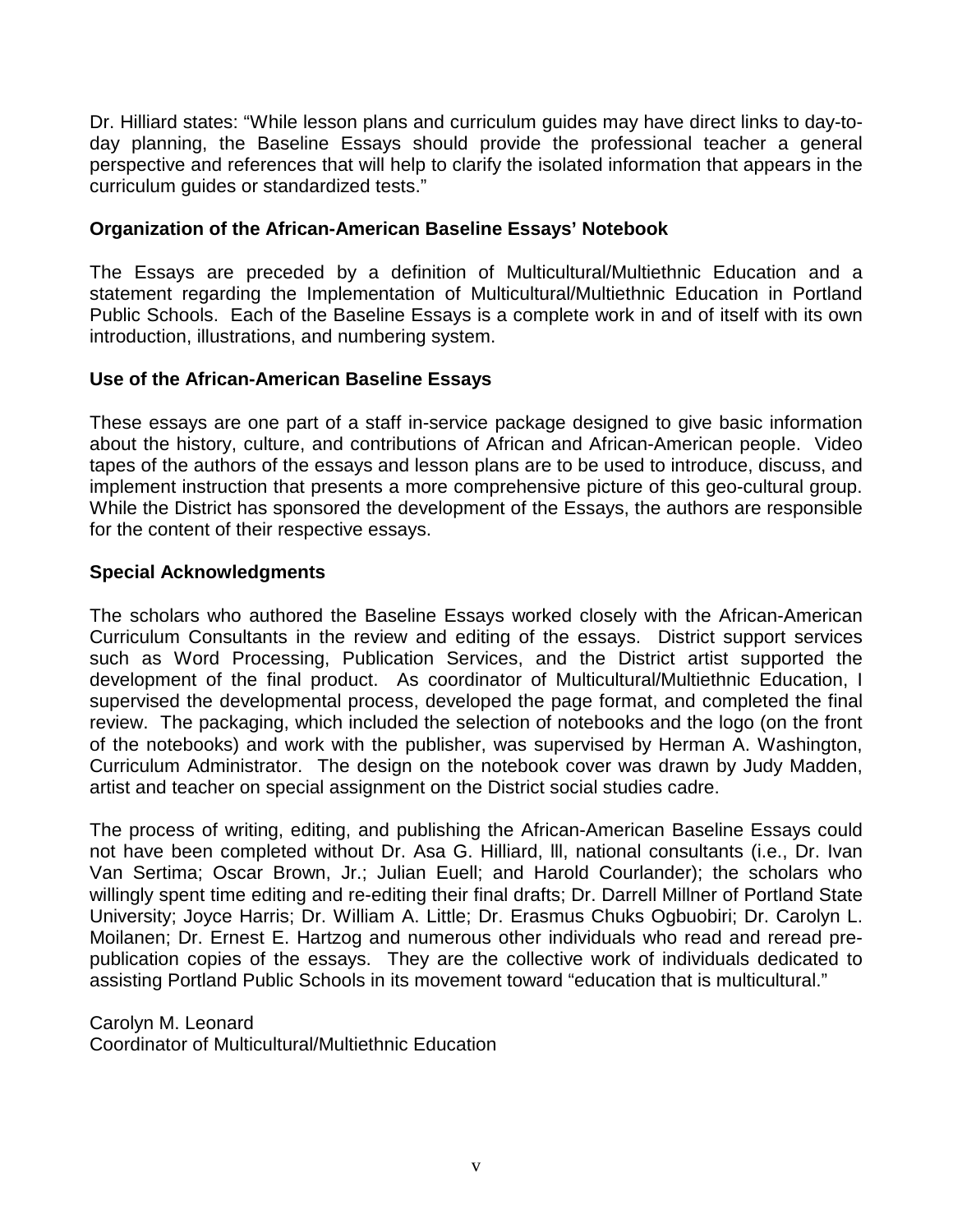Dr. Hilliard states: “While lesson plans and curriculum guides may have direct links to day-to-day planning, the Baseline Essays should provide the professional teacher a general perspective and references that will help to clarify the isolated information that appears in the curriculum guides or standardized tests.”

### Organization of the African-American Baseline Essays’ Notebook

The Essays are preceded by a definition of Multicultural/Multiethnic Education and a statement regarding the Implementation of Multicultural/Multiethnic Education in Portland Public Schools. Each of the Baseline Essays is a complete work in and of itself with its own introduction, illustrations, and numbering system.

### Use of the African-American Baseline Essays

These essays are one part of a staff in-service package designed to give basic information about the history, culture, and contributions of African and African-American people. Video tapes of the authors of the essays and lesson plans are to be used to introduce, discuss, and implement instruction that presents a more comprehensive picture of this geo-cultural group. While the District has sponsored the development of the Essays, the authors are responsible for the content of their respective essays.

### Special Acknowledgments

The scholars who authored the Baseline Essays worked closely with the African-American Curriculum Consultants in the review and editing of the essays. District support services such as Word Processing, Publication Services, and the District artist supported the development of the final product. As coordinator of Multicultural/Multiethnic Education, I supervised the developmental process, developed the page format, and completed the final review. The packaging, which included the selection of notebooks and the logo (on the front of the notebooks) and work with the publisher, was supervised by Herman A. Washington, Curriculum Administrator. The design on the notebook cover was drawn by Judy Madden, artist and teacher on special assignment on the District social studies cadre.

The process of writing, editing, and publishing the African-American Baseline Essays could not have been completed without Dr. Asa G. Hilliard, lll, national consultants (i.e., Dr. Ivan Van Sertima; Oscar Brown, Jr.; Julian Euell; and Harold Courlander); the scholars who willingly spent time editing and re-editing their final drafts; Dr. Darrell Millner of Portland State University; Joyce Harris; Dr. William A. Little; Dr. Erasmus Chuks Ogbuobiri; Dr. Carolyn L. Moilanen; Dr. Ernest E. Hartzog and numerous other individuals who read and reread pre-publication copies of the essays. They are the collective work of individuals dedicated to assisting Portland Public Schools in its movement toward “education that is multicultural.”

Carolyn M. Leonard
Coordinator of Multicultural/Multiethnic Education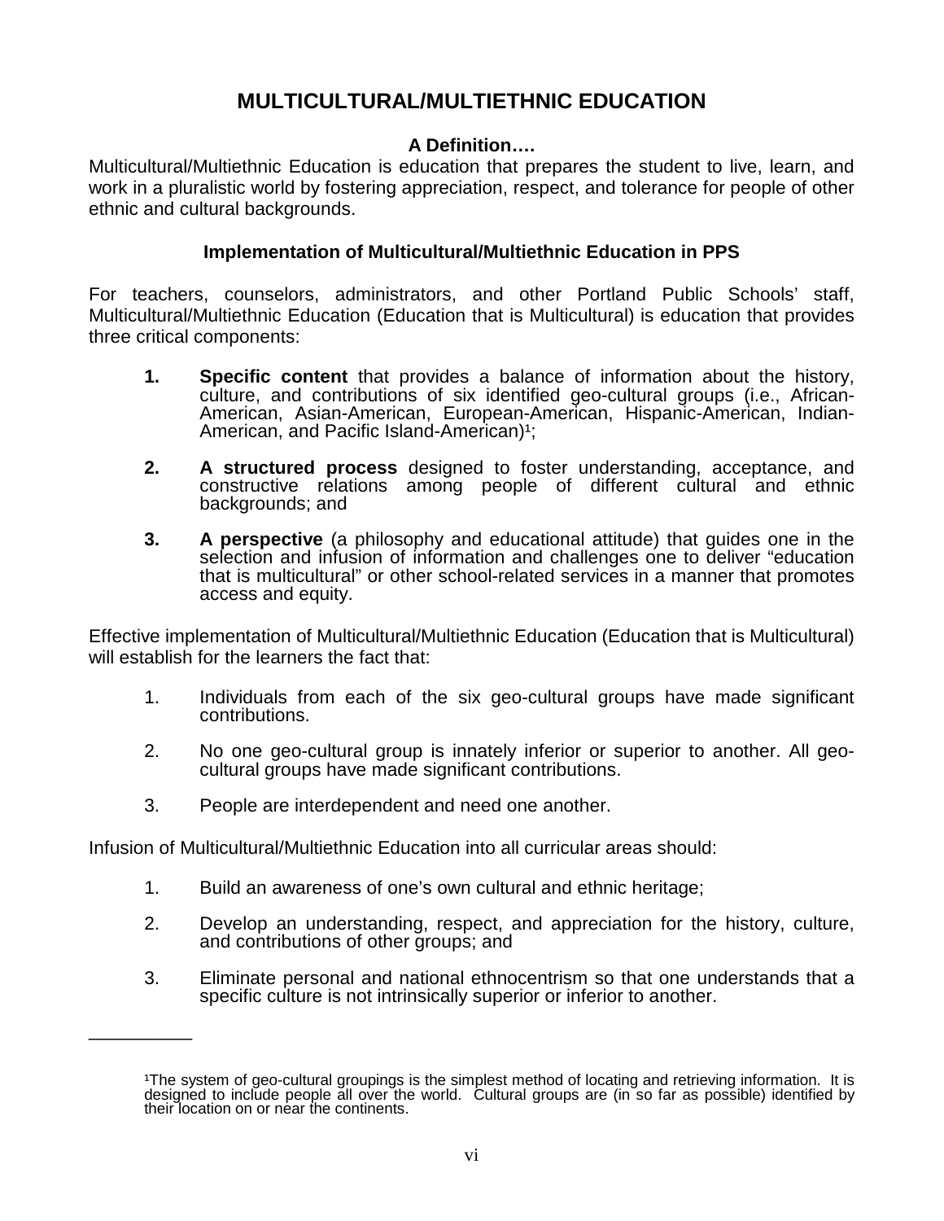# MULTICULTURAL/MULTIETHNIC EDUCATION

**A Definition….**

Multicultural/Multiethnic Education is education that prepares the student to live, learn, and work in a pluralistic world by fostering appreciation, respect, and tolerance for people of other ethnic and cultural backgrounds.

### Implementation of Multicultural/Multiethnic Education in PPS

For teachers, counselors, administrators, and other Portland Public Schools' staff, Multicultural/Multiethnic Education (Education that is Multicultural) is education that provides three critical components:

1. **Specific content** that provides a balance of information about the history, culture, and contributions of six identified geo-cultural groups (i.e., African-American, Asian-American, European-American, Hispanic-American, Indian-American, and Pacific Island-American)[1];

2. **A structured process** designed to foster understanding, acceptance, and constructive relations among people of different cultural and ethnic backgrounds; and

3. **A perspective** (a philosophy and educational attitude) that guides one in the selection and infusion of information and challenges one to deliver "education that is multicultural" or other school-related services in a manner that promotes access and equity.

Effective implementation of Multicultural/Multiethnic Education (Education that is Multicultural) will establish for the learners the fact that:

1. Individuals from each of the six geo-cultural groups have made significant contributions.

2. No one geo-cultural group is innately inferior or superior to another. All geo-cultural groups have made significant contributions.

3. People are interdependent and need one another.

Infusion of Multicultural/Multiethnic Education into all curricular areas should:

1. Build an awareness of one's own cultural and ethnic heritage;

2. Develop an understanding, respect, and appreciation for the history, culture, and contributions of other groups; and

3. Eliminate personal and national ethnocentrism so that one understands that a specific culture is not intrinsically superior or inferior to another.

---

[1]The system of geo-cultural groupings is the simplest method of locating and retrieving information. It is designed to include people all over the world. Cultural groups are (in so far as possible) identified by their location on or near the continents.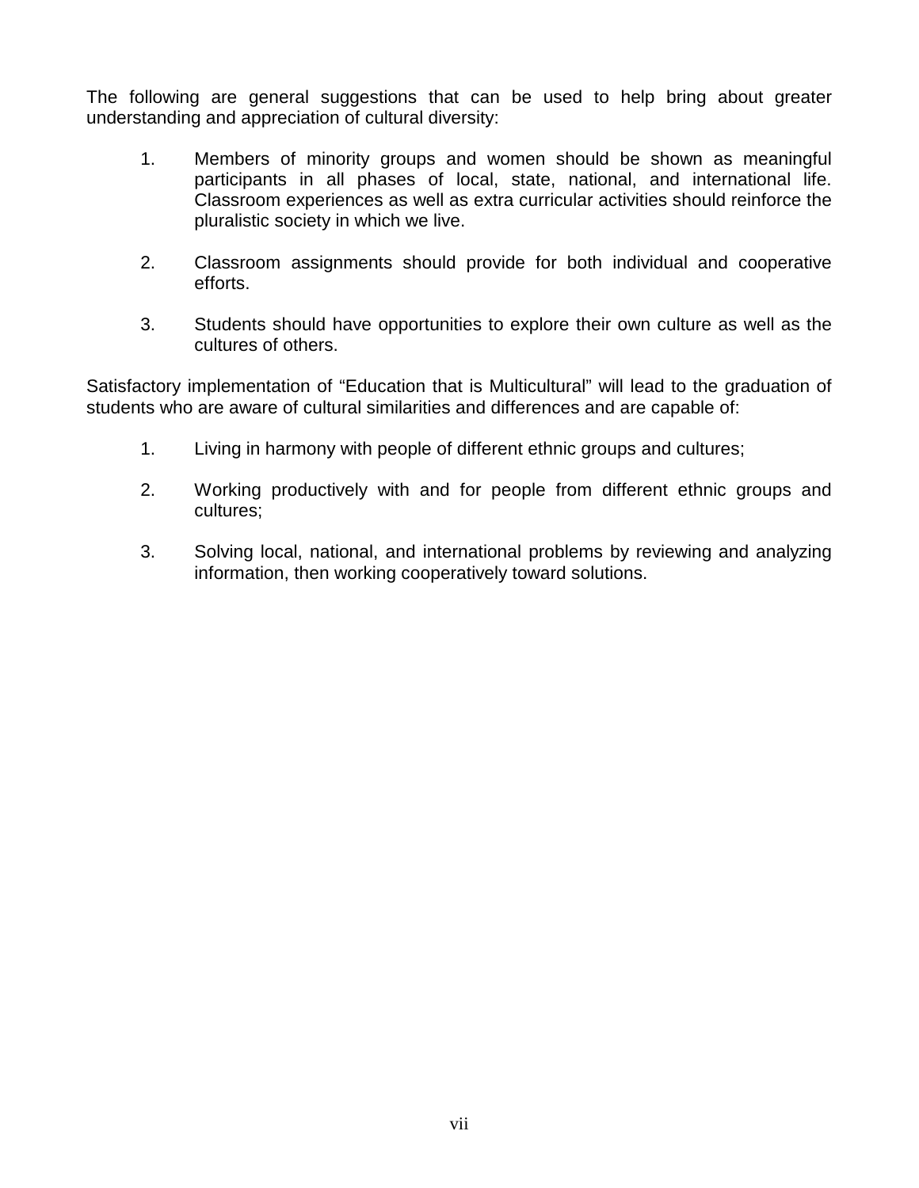The following are general suggestions that can be used to help bring about greater understanding and appreciation of cultural diversity:

1. Members of minority groups and women should be shown as meaningful participants in all phases of local, state, national, and international life. Classroom experiences as well as extra curricular activities should reinforce the pluralistic society in which we live.

2. Classroom assignments should provide for both individual and cooperative efforts.

3. Students should have opportunities to explore their own culture as well as the cultures of others.

Satisfactory implementation of "Education that is Multicultural" will lead to the graduation of students who are aware of cultural similarities and differences and are capable of:

1. Living in harmony with people of different ethnic groups and cultures;

2. Working productively with and for people from different ethnic groups and cultures;

3. Solving local, national, and international problems by reviewing and analyzing information, then working cooperatively toward solutions.